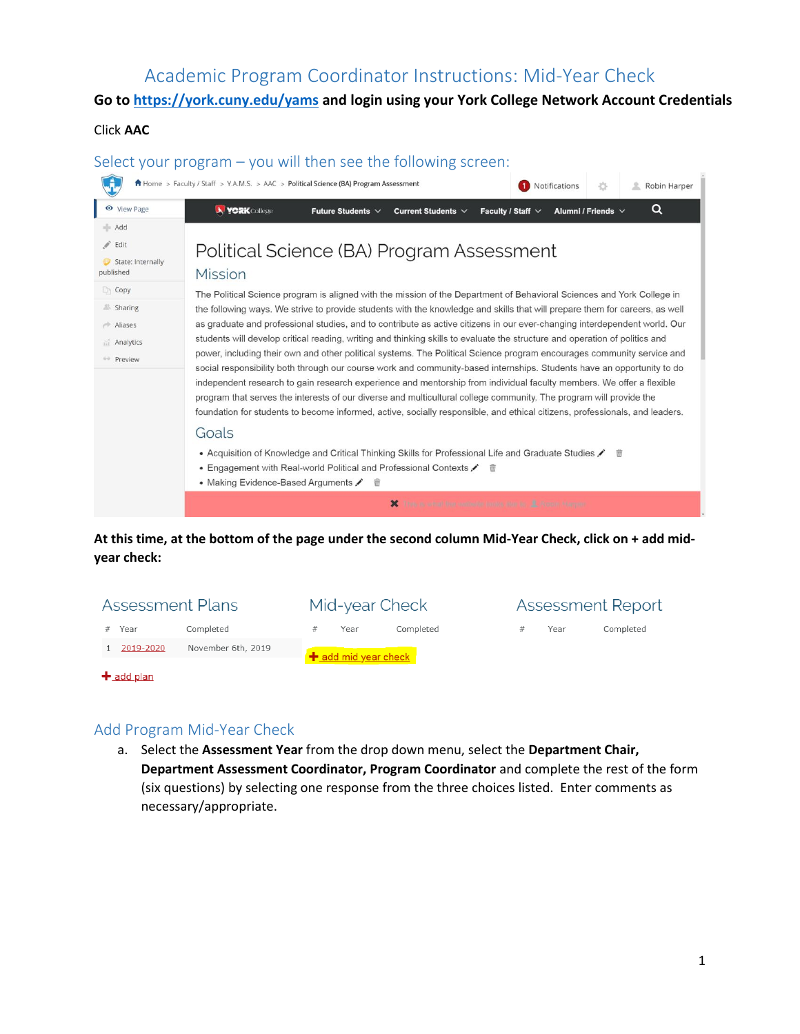# Academic Program Coordinator Instructions: Mid-Year Check

**Go to https://york.cuny.edu/yams and login using your York College Network Account Credentials**

Click **AAC**

## Select your program – you will then see the following screen:

Home > Faculty / Staff > Y.A.M.S. > AAC > Political Science (BA) Program Assessment

# Political Science (BA) Program Assessment

## Mission

The Political Science program is aligned with the mission of the Department of Behavioral Sciences and York College in the following ways. We strive to provide students with the knowledge and skills that will prepare them for careers, as well as graduate and professional studies, and to contribute as active citizens in our ever-changing interdependent world. Our students will develop critical reading, writing and thinking skills to evaluate the structure and operation of politics and power, including their own and other political systems. The Political Science program encourages community service and social responsibility both through our course work and community-based internships. Students have an opportunity to do independent research to gain research experience and mentorship from individual faculty members. We offer a flexible program that serves the interests of our diverse and multicultural college community. The program will provide the foundation for students to become informed, active, socially responsible, and ethical citizens, professionals, and leaders.

## Goals

- Acquisition of Knowledge and Critical Thinking Skills for Professional Life and Graduate Studies
- Engagement with Real-world Political and Professional Contexts
- Making Evidence-Based Arguments

**At this time, at the bottom of the page under the second column Mid-Year Check, click on + add mid-year check:**

**Assessment Plans**

| # | Year | Completed |
|---|---|---|
| 1 | 2019-2020 | November 6th, 2019 |

+ add plan

**Mid-year Check**

| # | Year | Completed |
|---|---|---|

+ add mid year check

**Assessment Report**

| # | Year | Completed |
|---|---|---|

## Add Program Mid-Year Check

a. Select the **Assessment Year** from the drop down menu, select the **Department Chair, Department Assessment Coordinator, Program Coordinator** and complete the rest of the form (six questions) by selecting one response from the three choices listed. Enter comments as necessary/appropriate.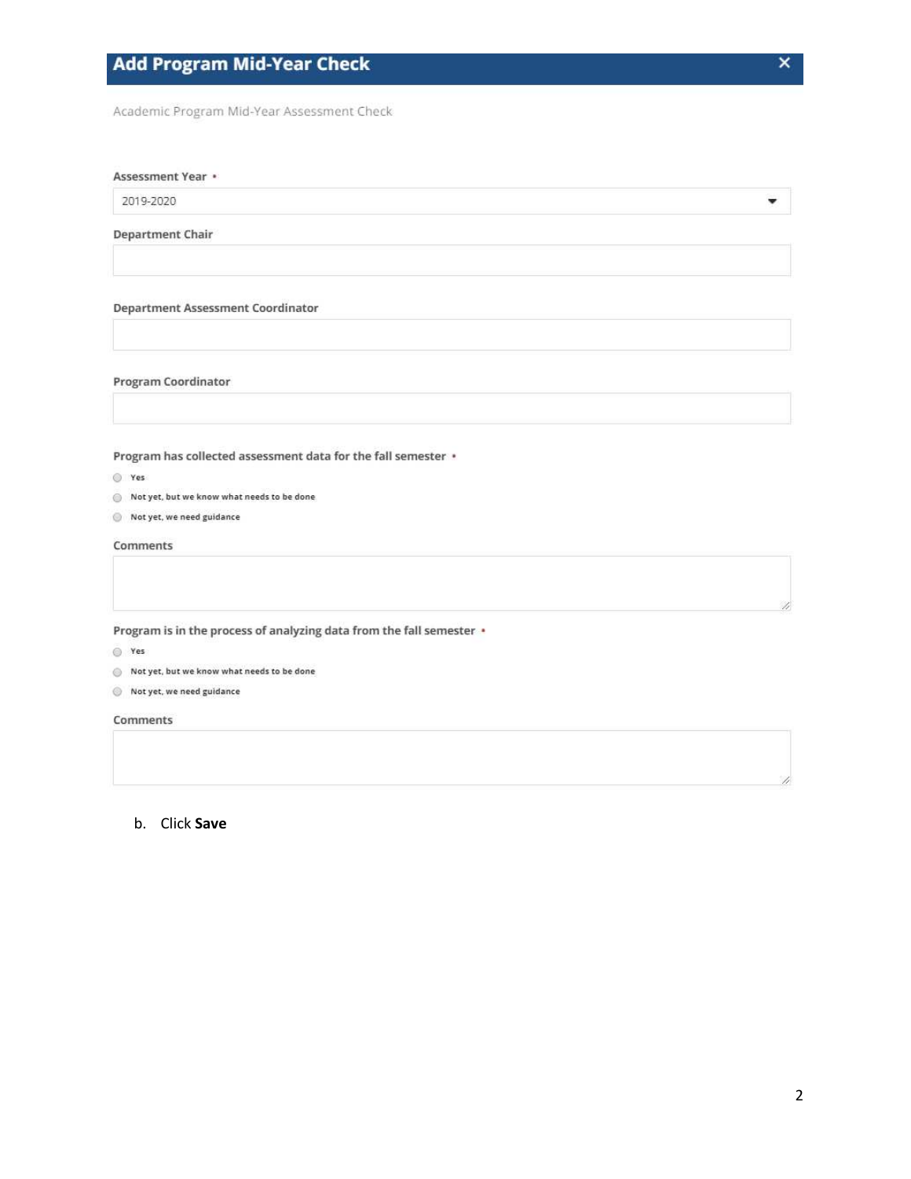## Add Program Mid-Year Check

Academic Program Mid-Year Assessment Check

**Assessment Year** *

2019-2020

**Department Chair**

**Department Assessment Coordinator**

**Program Coordinator**

**Program has collected assessment data for the fall semester** *

- Yes
- Not yet, but we know what needs to be done
- Not yet, we need guidance

**Comments**

**Program is in the process of analyzing data from the fall semester** *

- Yes
- Not yet, but we know what needs to be done
- Not yet, we need guidance

**Comments**

b. Click **Save**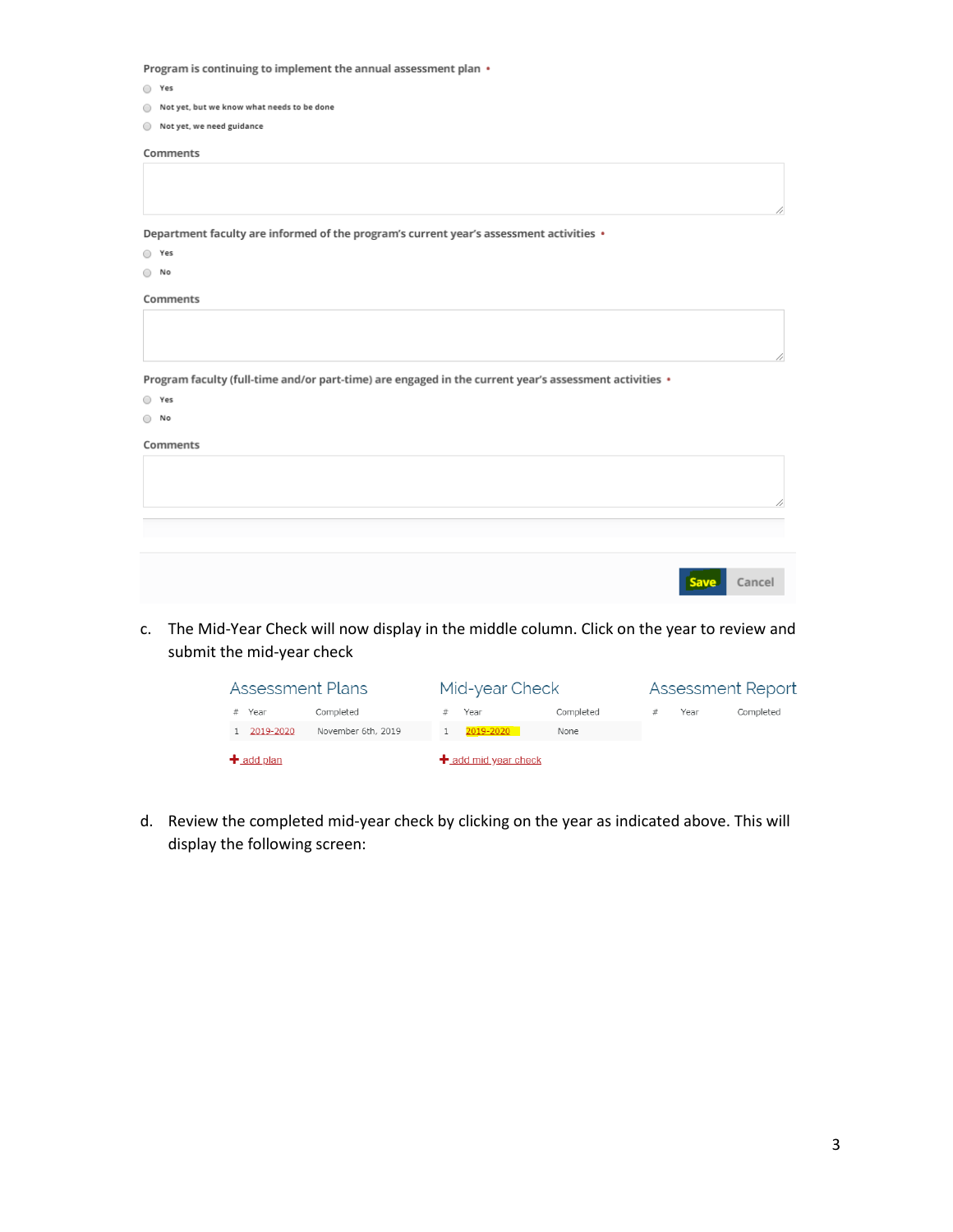Program is continuing to implement the annual assessment plan •

- Yes
- Not yet, but we know what needs to be done
- Not yet, we need guidance

Comments

Department faculty are informed of the program's current year's assessment activities •

- Yes
- No

Comments

Program faculty (full-time and/or part-time) are engaged in the current year's assessment activities •

- Yes
- No

Comments

Save Cancel

c. The Mid-Year Check will now display in the middle column. Click on the year to review and submit the mid-year check

| Assessment Plans | | | Mid-year Check | | | Assessment Report | | |
|---|---|---|---|---|---|---|---|---|
| # | Year | Completed | # | Year | Completed | # | Year | Completed |
| 1 | 2019-2020 | November 6th, 2019 | 1 | 2019-2020 | None | | | |

+ add plan

+ add mid year check

d. Review the completed mid-year check by clicking on the year as indicated above. This will display the following screen: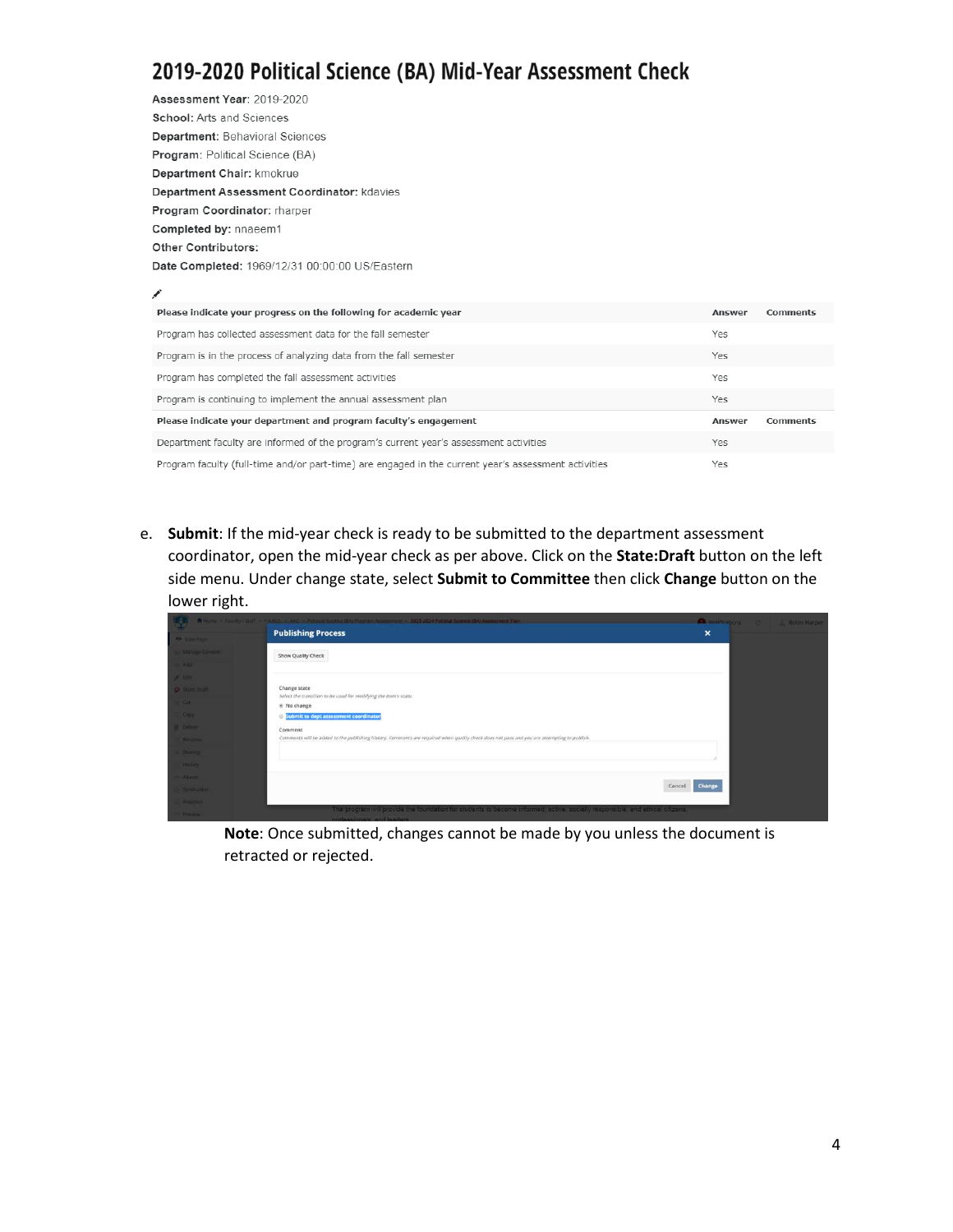# 2019-2020 Political Science (BA) Mid-Year Assessment Check

**Assessment Year**: 2019-2020
**School:** Arts and Sciences
**Department:** Behavioral Sciences
**Program**: Political Science (BA)
**Department Chair:** kmokrue
**Department Assessment Coordinator:** kdavies
**Program Coordinator:** rharper
**Completed by:** nnaeem1
**Other Contributors:**
**Date Completed:** 1969/12/31 00:00:00 US/Eastern

| Please indicate your progress on the following for academic year | Answer | Comments |
| --- | --- | --- |
| Program has collected assessment data for the fall semester | Yes | |
| Program is in the process of analyzing data from the fall semester | Yes | |
| Program has completed the fall assessment activities | Yes | |
| Program is continuing to implement the annual assessment plan | Yes | |
| **Please indicate your department and program faculty's engagement** | **Answer** | **Comments** |
| Department faculty are informed of the program's current year's assessment activities | Yes | |
| Program faculty (full-time and/or part-time) are engaged in the current year's assessment activities | Yes | |

e. **Submit**: If the mid-year check is ready to be submitted to the department assessment coordinator, open the mid-year check as per above. Click on the **State:Draft** button on the left side menu. Under change state, select **Submit to Committee** then click **Change** button on the lower right.

Publishing Process

Show Quality Check

Change state
Select the transition to be used for modifying the item's state.
No change
Submit to dept assessment coordinator

Comment
Comments will be added to the publishing history. Comments are required when quality check does not pass and you are attempting to publish.

Cancel Change

**Note**: Once submitted, changes cannot be made by you unless the document is retracted or rejected.